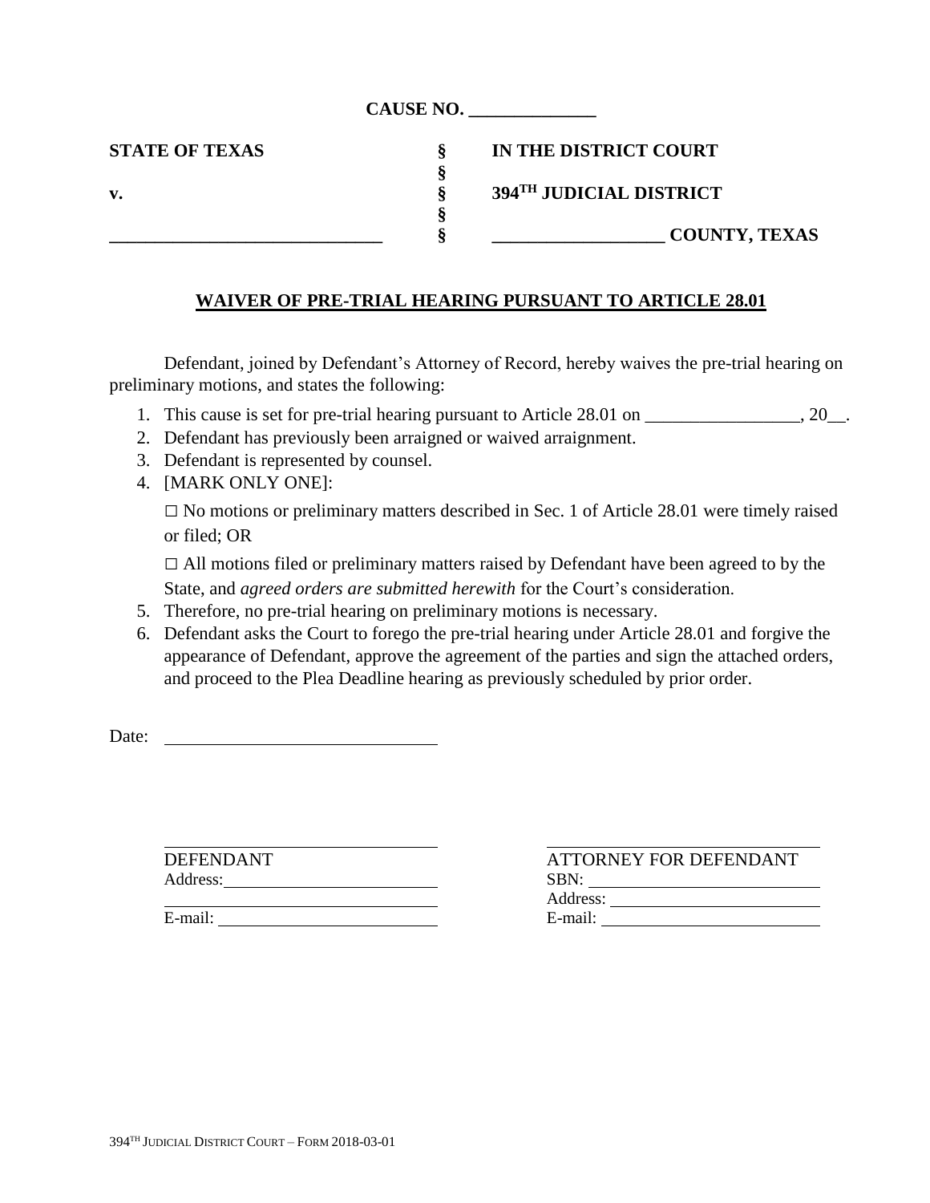**CAUSE NO. ______________**

| | | |
|---|---|---|
| **STATE OF TEXAS** | **§** | **IN THE DISTRICT COURT** |
| | **§** | |
| **v.** | **§** | **394TH JUDICIAL DISTRICT** |
| | **§** | |
| **______________________________** | **§** | **__________________ COUNTY, TEXAS** |

## WAIVER OF PRE-TRIAL HEARING PURSUANT TO ARTICLE 28.01

Defendant, joined by Defendant's Attorney of Record, hereby waives the pre-trial hearing on preliminary motions, and states the following:

1. This cause is set for pre-trial hearing pursuant to Article 28.01 on _________________, 20__.
2. Defendant has previously been arraigned or waived arraignment.
3. Defendant is represented by counsel.
4. [MARK ONLY ONE]:

   ☐ No motions or preliminary matters described in Sec. 1 of Article 28.01 were timely raised or filed; OR

   ☐ All motions filed or preliminary matters raised by Defendant have been agreed to by the State, and *agreed orders are submitted herewith* for the Court's consideration.
5. Therefore, no pre-trial hearing on preliminary motions is necessary.
6. Defendant asks the Court to forego the pre-trial hearing under Article 28.01 and forgive the appearance of Defendant, approve the agreement of the parties and sign the attached orders, and proceed to the Plea Deadline hearing as previously scheduled by prior order.

Date: ______________________________

______________________________
DEFENDANT
Address: ______________________________
______________________________
E-mail: ______________________________

______________________________
ATTORNEY FOR DEFENDANT
SBN: ______________________________
Address: ______________________________
E-mail: ______________________________

394TH JUDICIAL DISTRICT COURT – FORM 2018-03-01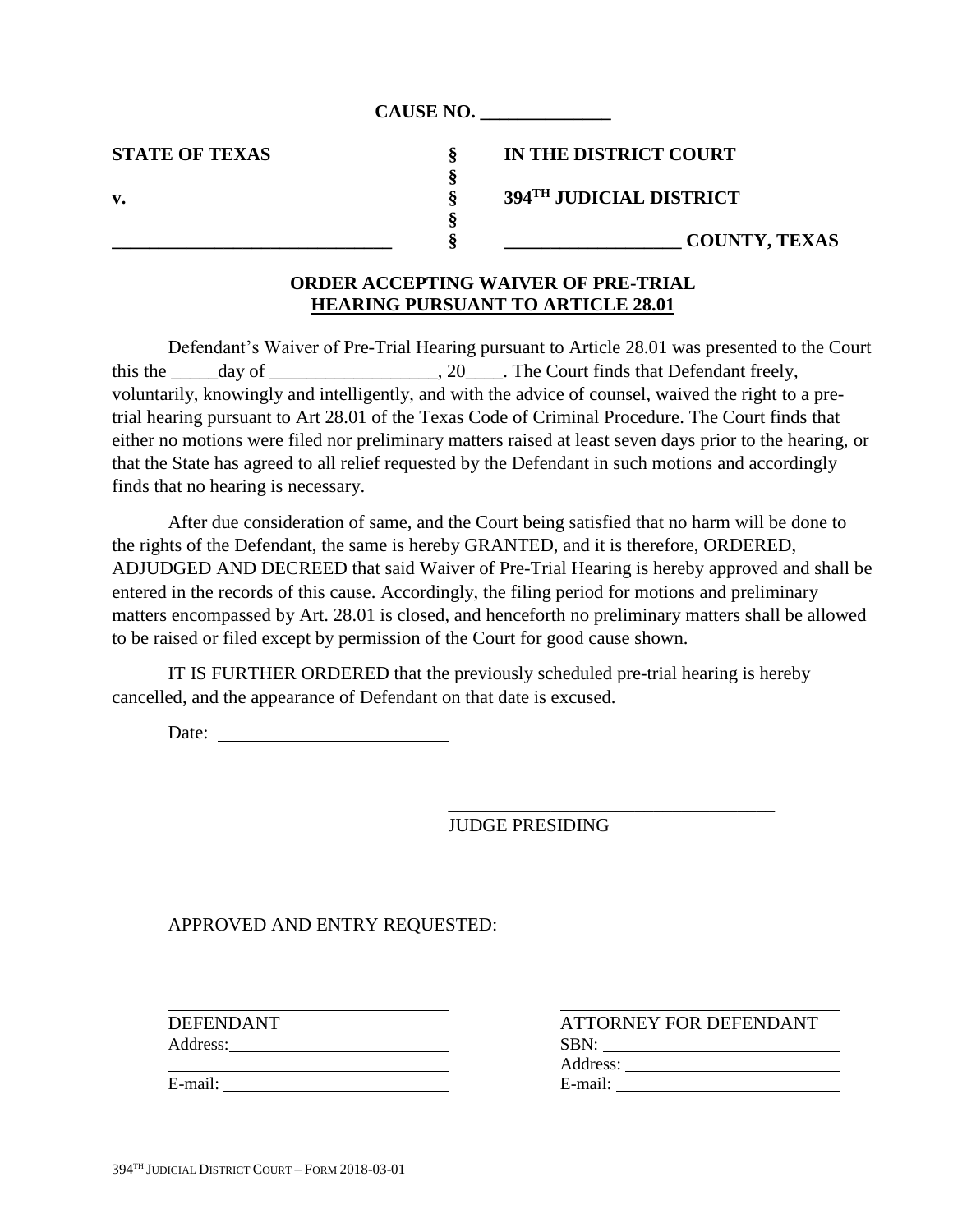**CAUSE NO. ______________**

| | | |
|---|---|---|
| **STATE OF TEXAS** | **§** | **IN THE DISTRICT COURT** |
| | **§** | |
| **v.** | **§** | **394TH JUDICIAL DISTRICT** |
| | **§** | |
| **______________________________** | **§** | **__________________ COUNTY, TEXAS** |

## ORDER ACCEPTING WAIVER OF PRE-TRIAL HEARING PURSUANT TO ARTICLE 28.01

Defendant's Waiver of Pre-Trial Hearing pursuant to Article 28.01 was presented to the Court this the _____day of __________________, 20____. The Court finds that Defendant freely, voluntarily, knowingly and intelligently, and with the advice of counsel, waived the right to a pre-trial hearing pursuant to Art 28.01 of the Texas Code of Criminal Procedure. The Court finds that either no motions were filed nor preliminary matters raised at least seven days prior to the hearing, or that the State has agreed to all relief requested by the Defendant in such motions and accordingly finds that no hearing is necessary.

After due consideration of same, and the Court being satisfied that no harm will be done to the rights of the Defendant, the same is hereby GRANTED, and it is therefore, ORDERED, ADJUDGED AND DECREED that said Waiver of Pre-Trial Hearing is hereby approved and shall be entered in the records of this cause. Accordingly, the filing period for motions and preliminary matters encompassed by Art. 28.01 is closed, and henceforth no preliminary matters shall be allowed to be raised or filed except by permission of the Court for good cause shown.

IT IS FURTHER ORDERED that the previously scheduled pre-trial hearing is hereby cancelled, and the appearance of Defendant on that date is excused.

Date: ________________________

____________________________________
JUDGE PRESIDING

APPROVED AND ENTRY REQUESTED:

| | |
|---|---|
| ______________________________ | ______________________________ |
| DEFENDANT | ATTORNEY FOR DEFENDANT |
| Address: ______________________ | SBN: ______________________ |
| ______________________________ | Address: ______________________ |
| E-mail: ______________________ | E-mail: ______________________ |

394TH JUDICIAL DISTRICT COURT – FORM 2018-03-01